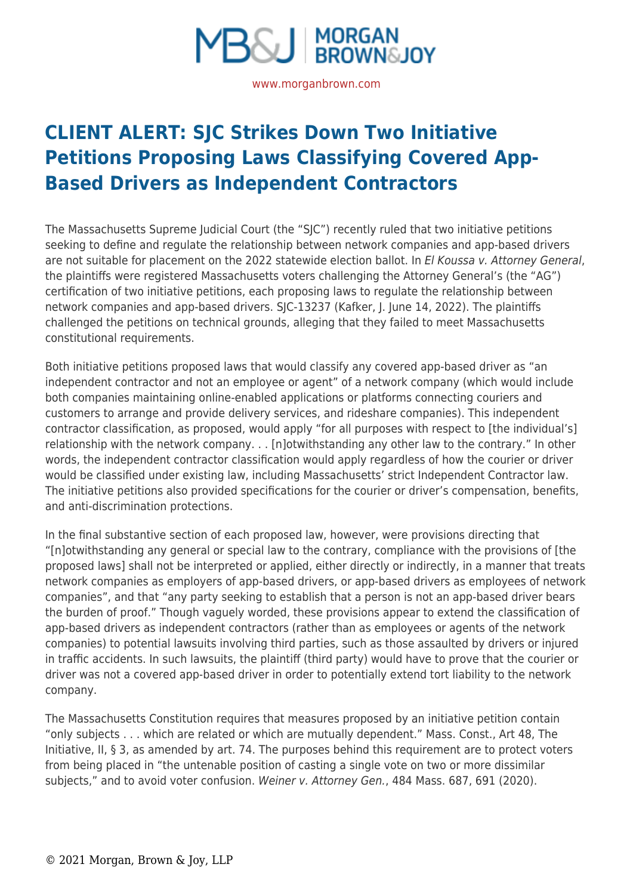# CLIENT ALERT: SJC Strikes Down Two Initiative Petitions Proposing Laws Classifying Covered App-Based Drivers as Independent Contractors

The Massachusetts Supreme Judicial Court (the "SJC") recently ruled that two initiative petitions seeking to define and regulate the relationship between network companies and app-based drivers are not suitable for placement on the 2022 statewide election ballot. In *El Koussa v. Attorney General*, the plaintiffs were registered Massachusetts voters challenging the Attorney General's (the "AG") certification of two initiative petitions, each proposing laws to regulate the relationship between network companies and app-based drivers. SJC-13237 (Kafker, J. June 14, 2022). The plaintiffs challenged the petitions on technical grounds, alleging that they failed to meet Massachusetts constitutional requirements.

Both initiative petitions proposed laws that would classify any covered app-based driver as "an independent contractor and not an employee or agent" of a network company (which would include both companies maintaining online-enabled applications or platforms connecting couriers and customers to arrange and provide delivery services, and rideshare companies). This independent contractor classification, as proposed, would apply "for all purposes with respect to [the individual's] relationship with the network company. . . [n]otwithstanding any other law to the contrary." In other words, the independent contractor classification would apply regardless of how the courier or driver would be classified under existing law, including Massachusetts' strict Independent Contractor law. The initiative petitions also provided specifications for the courier or driver's compensation, benefits, and anti-discrimination protections.

In the final substantive section of each proposed law, however, were provisions directing that "[n]otwithstanding any general or special law to the contrary, compliance with the provisions of [the proposed laws] shall not be interpreted or applied, either directly or indirectly, in a manner that treats network companies as employers of app-based drivers, or app-based drivers as employees of network companies", and that "any party seeking to establish that a person is not an app-based driver bears the burden of proof." Though vaguely worded, these provisions appear to extend the classification of app-based drivers as independent contractors (rather than as employees or agents of the network companies) to potential lawsuits involving third parties, such as those assaulted by drivers or injured in traffic accidents. In such lawsuits, the plaintiff (third party) would have to prove that the courier or driver was not a covered app-based driver in order to potentially extend tort liability to the network company.

The Massachusetts Constitution requires that measures proposed by an initiative petition contain "only subjects . . . which are related or which are mutually dependent." Mass. Const., Art 48, The Initiative, II, § 3, as amended by art. 74. The purposes behind this requirement are to protect voters from being placed in "the untenable position of casting a single vote on two or more dissimilar subjects," and to avoid voter confusion. *Weiner v. Attorney Gen.*, 484 Mass. 687, 691 (2020).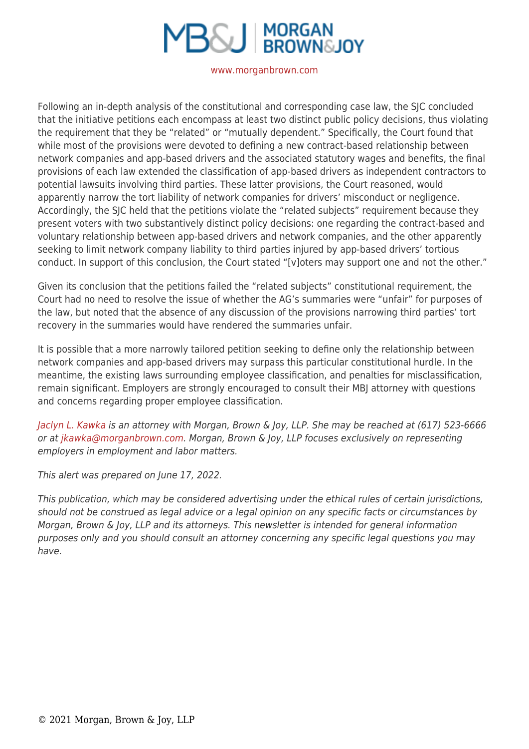Following an in-depth analysis of the constitutional and corresponding case law, the SJC concluded that the initiative petitions each encompass at least two distinct public policy decisions, thus violating the requirement that they be "related" or "mutually dependent." Specifically, the Court found that while most of the provisions were devoted to defining a new contract-based relationship between network companies and app-based drivers and the associated statutory wages and benefits, the final provisions of each law extended the classification of app-based drivers as independent contractors to potential lawsuits involving third parties. These latter provisions, the Court reasoned, would apparently narrow the tort liability of network companies for drivers' misconduct or negligence. Accordingly, the SJC held that the petitions violate the "related subjects" requirement because they present voters with two substantively distinct policy decisions: one regarding the contract-based and voluntary relationship between app-based drivers and network companies, and the other apparently seeking to limit network company liability to third parties injured by app-based drivers' tortious conduct. In support of this conclusion, the Court stated "[v]oters may support one and not the other."

Given its conclusion that the petitions failed the "related subjects" constitutional requirement, the Court had no need to resolve the issue of whether the AG's summaries were "unfair" for purposes of the law, but noted that the absence of any discussion of the provisions narrowing third parties' tort recovery in the summaries would have rendered the summaries unfair.

It is possible that a more narrowly tailored petition seeking to define only the relationship between network companies and app-based drivers may surpass this particular constitutional hurdle. In the meantime, the existing laws surrounding employee classification, and penalties for misclassification, remain significant. Employers are strongly encouraged to consult their MBJ attorney with questions and concerns regarding proper employee classification.

*Jaclyn L. Kawka is an attorney with Morgan, Brown & Joy, LLP. She may be reached at (617) 523-6666 or at jkawka@morganbrown.com. Morgan, Brown & Joy, LLP focuses exclusively on representing employers in employment and labor matters.*

*This alert was prepared on June 17, 2022.*

*This publication, which may be considered advertising under the ethical rules of certain jurisdictions, should not be construed as legal advice or a legal opinion on any specific facts or circumstances by Morgan, Brown & Joy, LLP and its attorneys. This newsletter is intended for general information purposes only and you should consult an attorney concerning any specific legal questions you may have.*